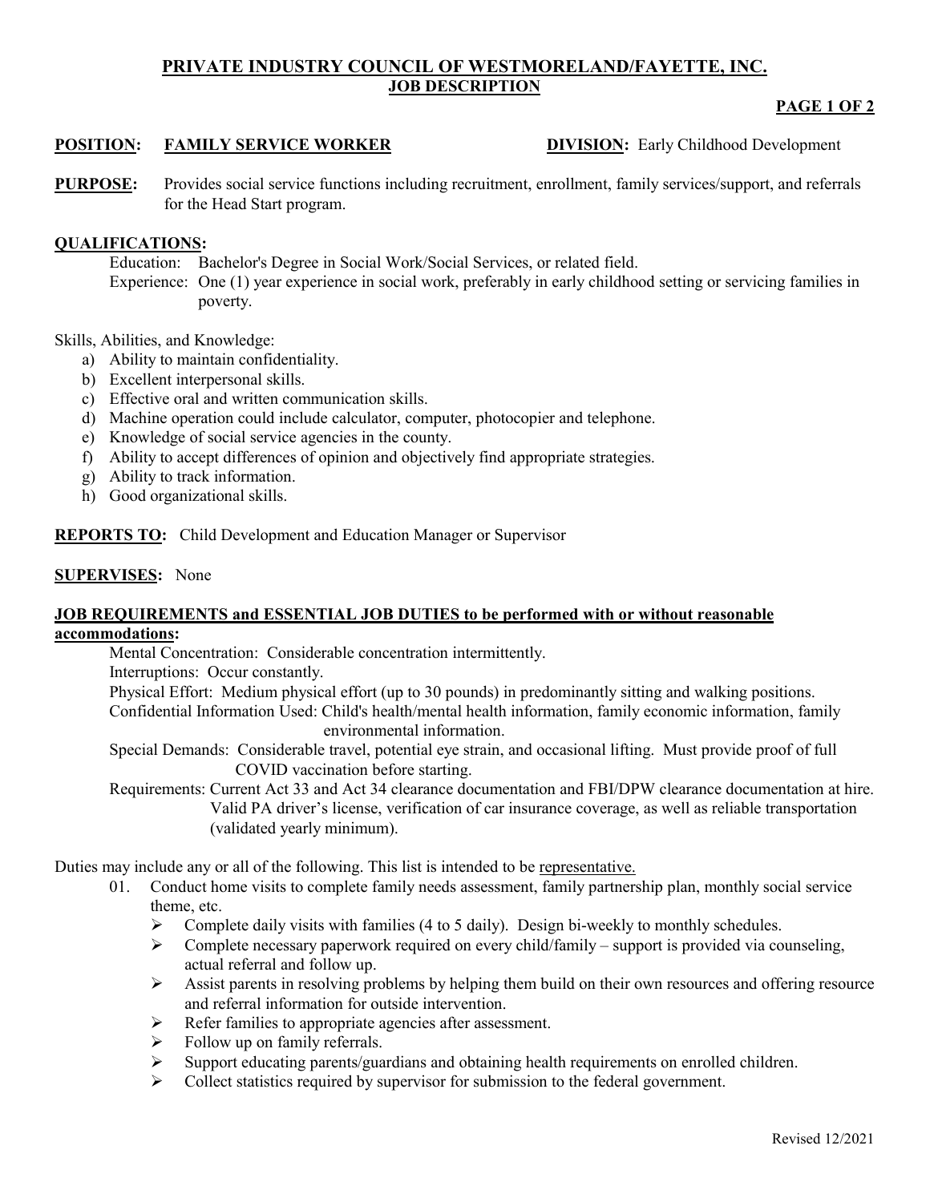# PRIVATE INDUSTRY COUNCIL OF WESTMORELAND/FAYETTE, INC.
## JOB DESCRIPTION

**POSITION:** **FAMILY SERVICE WORKER** **DIVISION:** Early Childhood Development

**PURPOSE:** Provides social service functions including recruitment, enrollment, family services/support, and referrals for the Head Start program.

**QUALIFICATIONS:**

Education: Bachelor's Degree in Social Work/Social Services, or related field.

Experience: One (1) year experience in social work, preferably in early childhood setting or servicing families in poverty.

Skills, Abilities, and Knowledge:

a) Ability to maintain confidentiality.
b) Excellent interpersonal skills.
c) Effective oral and written communication skills.
d) Machine operation could include calculator, computer, photocopier and telephone.
e) Knowledge of social service agencies in the county.
f) Ability to accept differences of opinion and objectively find appropriate strategies.
g) Ability to track information.
h) Good organizational skills.

**REPORTS TO:** Child Development and Education Manager or Supervisor

**SUPERVISES:** None

**JOB REQUIREMENTS and ESSENTIAL JOB DUTIES to be performed with or without reasonable accommodations:**

Mental Concentration: Considerable concentration intermittently.

Interruptions: Occur constantly.

Physical Effort: Medium physical effort (up to 30 pounds) in predominantly sitting and walking positions.

Confidential Information Used: Child's health/mental health information, family economic information, family environmental information.

Special Demands: Considerable travel, potential eye strain, and occasional lifting. Must provide proof of full COVID vaccination before starting.

Requirements: Current Act 33 and Act 34 clearance documentation and FBI/DPW clearance documentation at hire. Valid PA driver's license, verification of car insurance coverage, as well as reliable transportation (validated yearly minimum).

Duties may include any or all of the following. This list is intended to be representative.

01. Conduct home visits to complete family needs assessment, family partnership plan, monthly social service theme, etc.
    - Complete daily visits with families (4 to 5 daily). Design bi-weekly to monthly schedules.
    - Complete necessary paperwork required on every child/family – support is provided via counseling, actual referral and follow up.
    - Assist parents in resolving problems by helping them build on their own resources and offering resource and referral information for outside intervention.
    - Refer families to appropriate agencies after assessment.
    - Follow up on family referrals.
    - Support educating parents/guardians and obtaining health requirements on enrolled children.
    - Collect statistics required by supervisor for submission to the federal government.

Revised 12/2021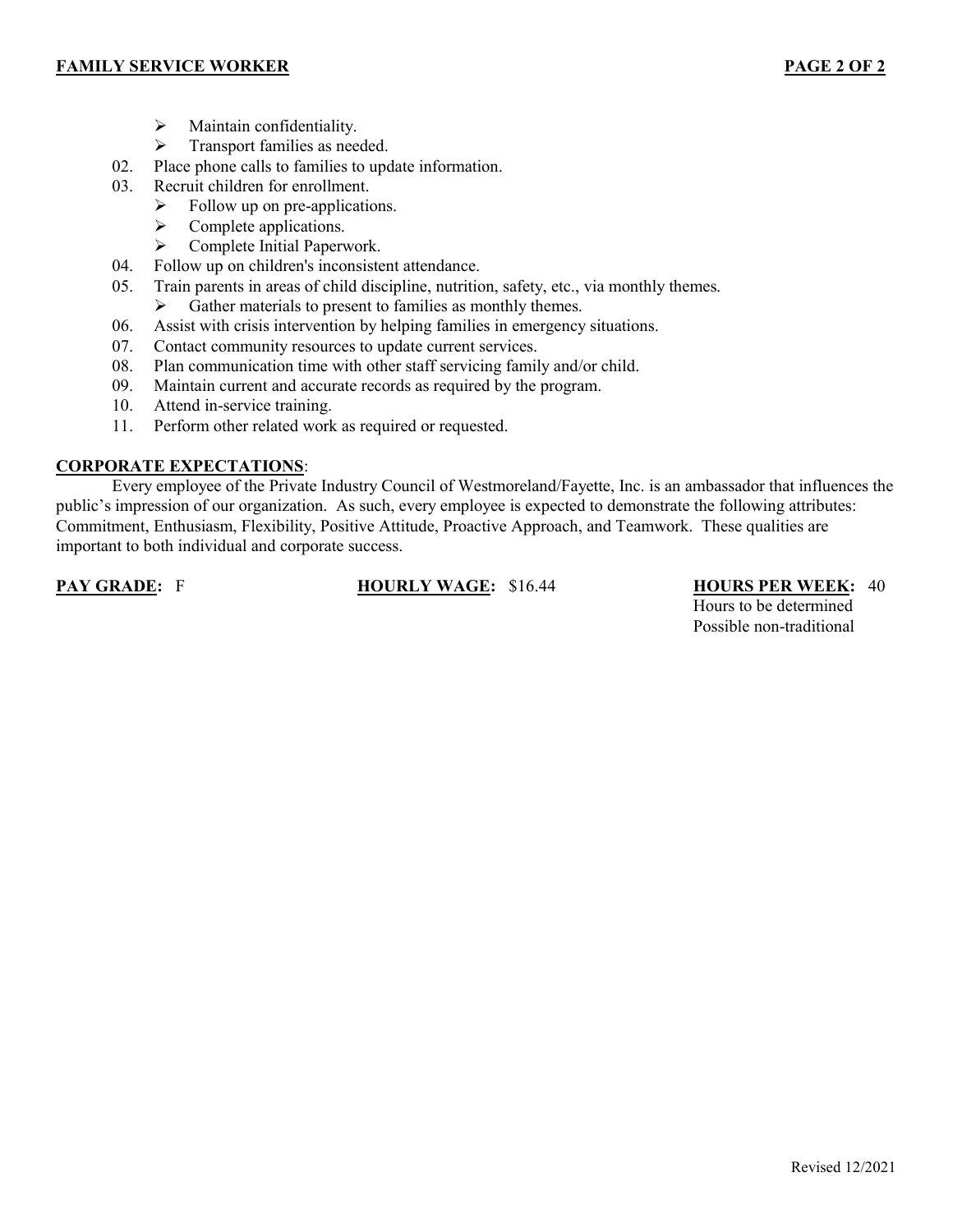- Maintain confidentiality.
- Transport families as needed.

02. Place phone calls to families to update information.
03. Recruit children for enrollment.
    - Follow up on pre-applications.
    - Complete applications.
    - Complete Initial Paperwork.
04. Follow up on children's inconsistent attendance.
05. Train parents in areas of child discipline, nutrition, safety, etc., via monthly themes.
    - Gather materials to present to families as monthly themes.
06. Assist with crisis intervention by helping families in emergency situations.
07. Contact community resources to update current services.
08. Plan communication time with other staff servicing family and/or child.
09. Maintain current and accurate records as required by the program.
10. Attend in-service training.
11. Perform other related work as required or requested.

**CORPORATE EXPECTATIONS**:

Every employee of the Private Industry Council of Westmoreland/Fayette, Inc. is an ambassador that influences the public's impression of our organization. As such, every employee is expected to demonstrate the following attributes: Commitment, Enthusiasm, Flexibility, Positive Attitude, Proactive Approach, and Teamwork. These qualities are important to both individual and corporate success.

**PAY GRADE:** F

**HOURLY WAGE:** $16.44

**HOURS PER WEEK:** 40
Hours to be determined
Possible non-traditional

Revised 12/2021